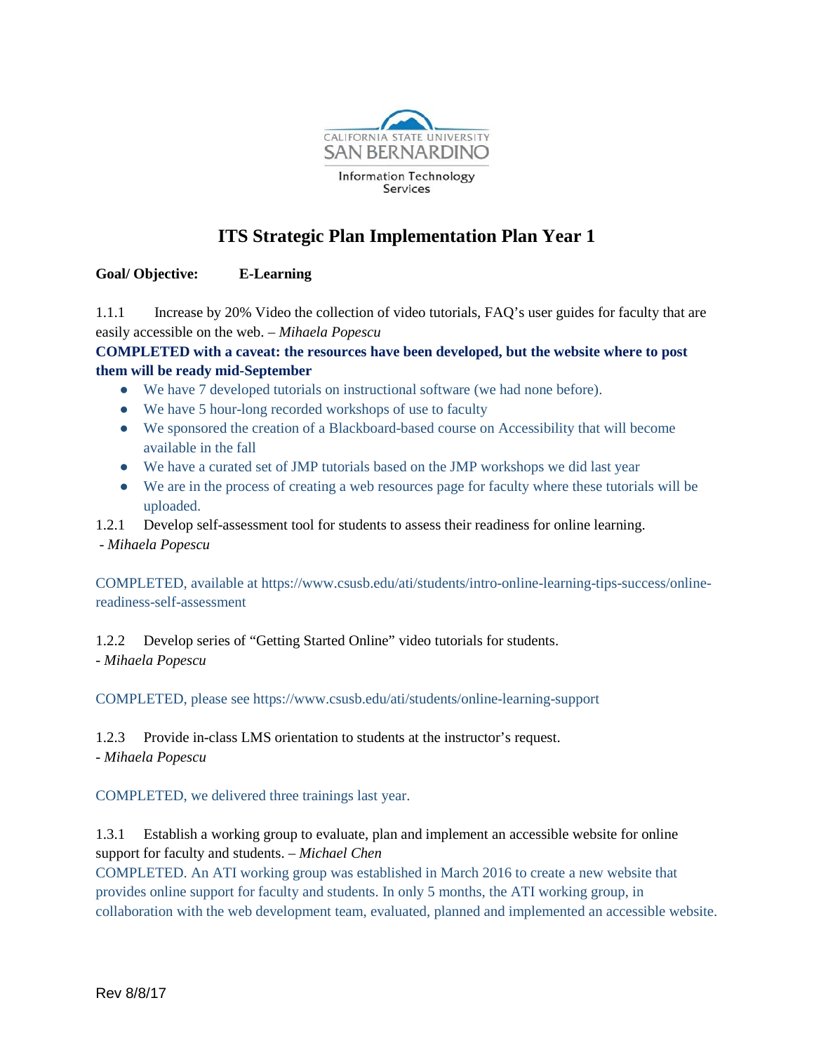# ITS Strategic Plan Implementation Plan Year 1

**Goal/ Objective:** **E-Learning**

1.1.1 Increase by 20% Video the collection of video tutorials, FAQ's user guides for faculty that are easily accessible on the web. – *Mihaela Popescu*

**COMPLETED with a caveat: the resources have been developed, but the website where to post them will be ready mid-September**

- We have 7 developed tutorials on instructional software (we had none before).
- We have 5 hour-long recorded workshops of use to faculty
- We sponsored the creation of a Blackboard-based course on Accessibility that will become available in the fall
- We have a curated set of JMP tutorials based on the JMP workshops we did last year
- We are in the process of creating a web resources page for faculty where these tutorials will be uploaded.

1.2.1 Develop self-assessment tool for students to assess their readiness for online learning. - *Mihaela Popescu*

COMPLETED, available at https://www.csusb.edu/ati/students/intro-online-learning-tips-success/online-readiness-self-assessment

1.2.2 Develop series of "Getting Started Online" video tutorials for students.
- *Mihaela Popescu*

COMPLETED, please see https://www.csusb.edu/ati/students/online-learning-support

1.2.3 Provide in-class LMS orientation to students at the instructor's request.
- *Mihaela Popescu*

COMPLETED, we delivered three trainings last year.

1.3.1 Establish a working group to evaluate, plan and implement an accessible website for online support for faculty and students. – *Michael Chen*

COMPLETED. An ATI working group was established in March 2016 to create a new website that provides online support for faculty and students. In only 5 months, the ATI working group, in collaboration with the web development team, evaluated, planned and implemented an accessible website.

Rev 8/8/17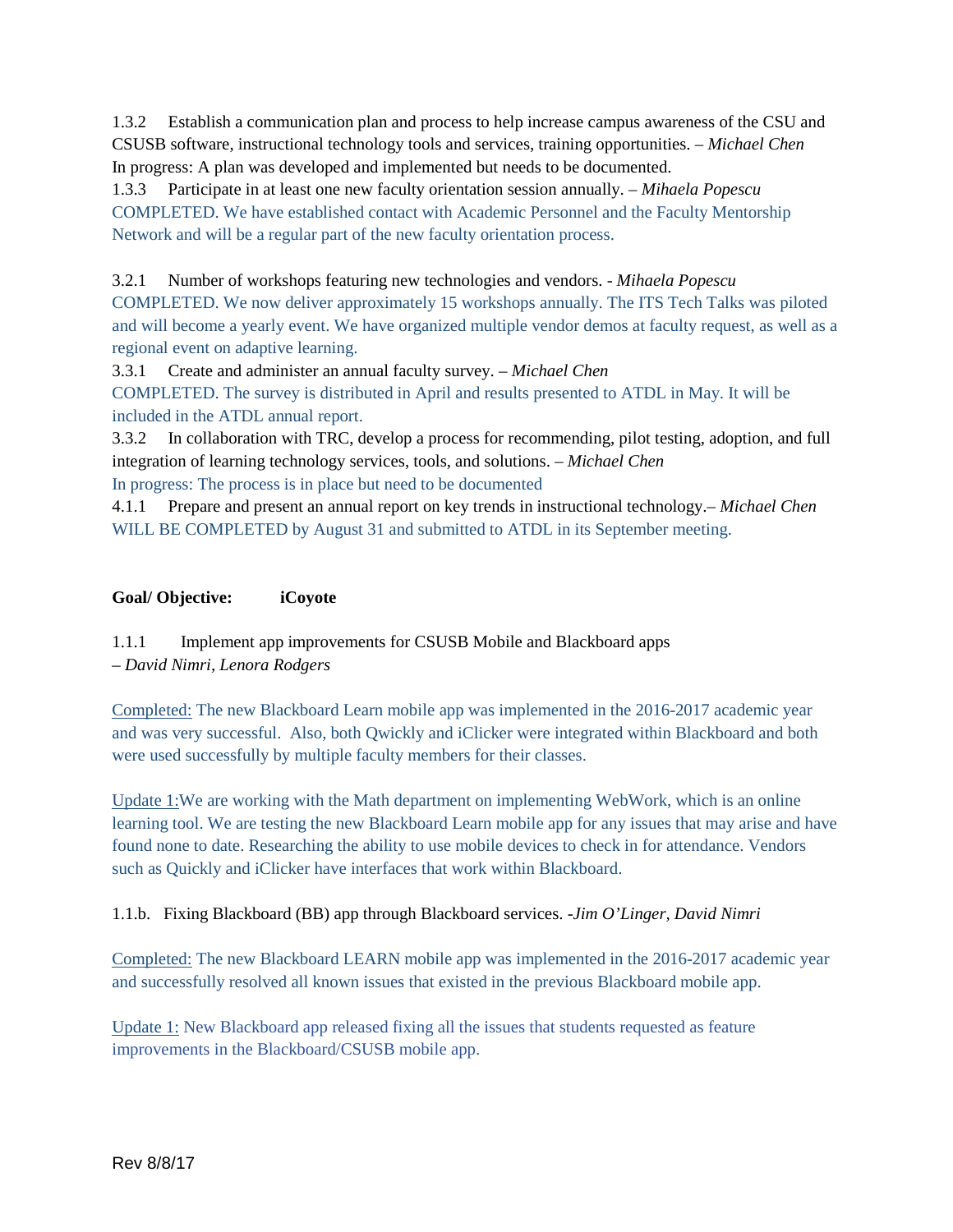1.3.2 Establish a communication plan and process to help increase campus awareness of the CSU and CSUSB software, instructional technology tools and services, training opportunities. – *Michael Chen*
In progress: A plan was developed and implemented but needs to be documented.

1.3.3 Participate in at least one new faculty orientation session annually. – *Mihaela Popescu*
COMPLETED. We have established contact with Academic Personnel and the Faculty Mentorship Network and will be a regular part of the new faculty orientation process.

3.2.1 Number of workshops featuring new technologies and vendors. - *Mihaela Popescu*
COMPLETED. We now deliver approximately 15 workshops annually. The ITS Tech Talks was piloted and will become a yearly event. We have organized multiple vendor demos at faculty request, as well as a regional event on adaptive learning.

3.3.1 Create and administer an annual faculty survey. – *Michael Chen*
COMPLETED. The survey is distributed in April and results presented to ATDL in May. It will be included in the ATDL annual report.

3.3.2 In collaboration with TRC, develop a process for recommending, pilot testing, adoption, and full integration of learning technology services, tools, and solutions. – *Michael Chen*
In progress: The process is in place but need to be documented

4.1.1 Prepare and present an annual report on key trends in instructional technology.– *Michael Chen*
WILL BE COMPLETED by August 31 and submitted to ATDL in its September meeting.

**Goal/ Objective: iCoyote**

1.1.1 Implement app improvements for CSUSB Mobile and Blackboard apps
– *David Nimri, Lenora Rodgers*

Completed: The new Blackboard Learn mobile app was implemented in the 2016-2017 academic year and was very successful. Also, both Qwickly and iClicker were integrated within Blackboard and both were used successfully by multiple faculty members for their classes.

Update 1:We are working with the Math department on implementing WebWork, which is an online learning tool. We are testing the new Blackboard Learn mobile app for any issues that may arise and have found none to date. Researching the ability to use mobile devices to check in for attendance. Vendors such as Quickly and iClicker have interfaces that work within Blackboard.

1.1.b. Fixing Blackboard (BB) app through Blackboard services. -*Jim O'Linger, David Nimri*

Completed: The new Blackboard LEARN mobile app was implemented in the 2016-2017 academic year and successfully resolved all known issues that existed in the previous Blackboard mobile app.

Update 1: New Blackboard app released fixing all the issues that students requested as feature improvements in the Blackboard/CSUSB mobile app.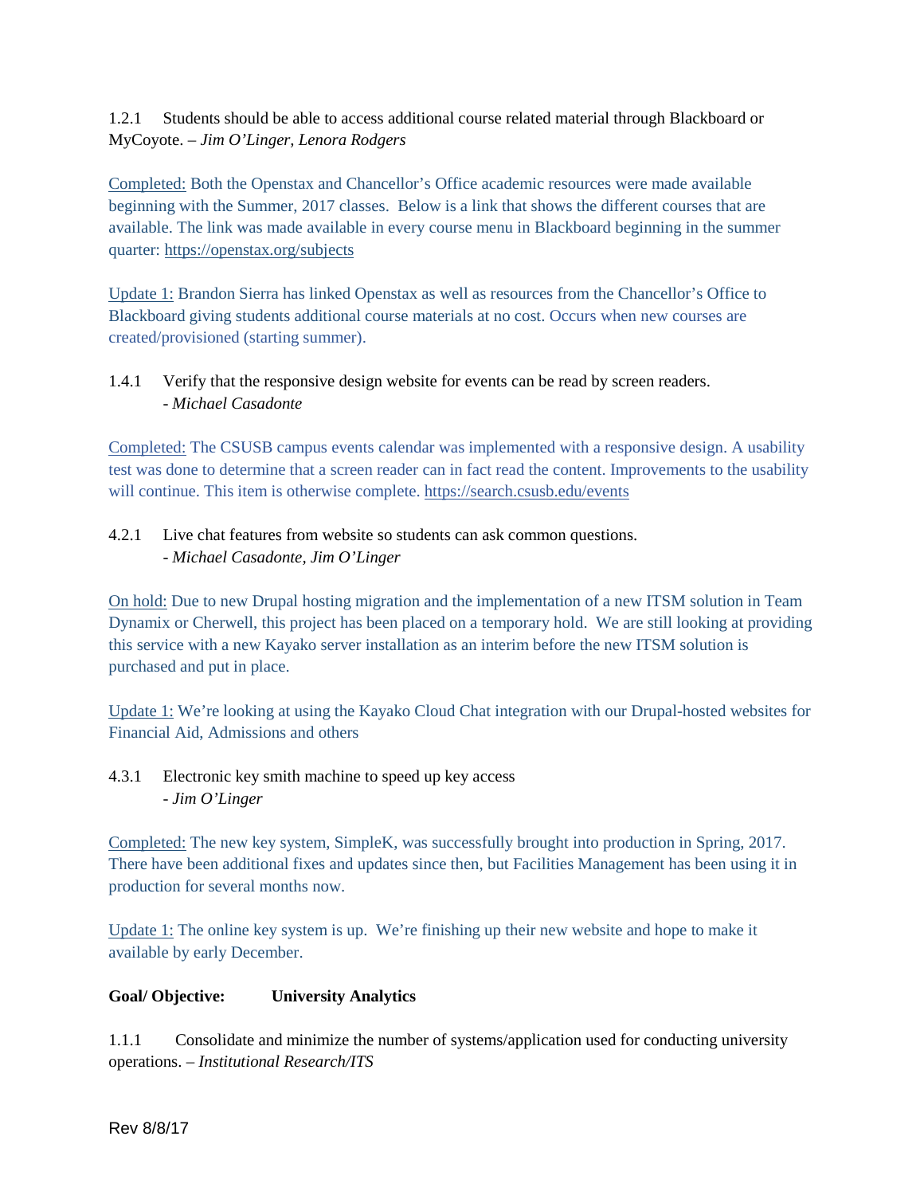1.2.1 Students should be able to access additional course related material through Blackboard or MyCoyote. – *Jim O'Linger, Lenora Rodgers*

Completed: Both the Openstax and Chancellor's Office academic resources were made available beginning with the Summer, 2017 classes. Below is a link that shows the different courses that are available. The link was made available in every course menu in Blackboard beginning in the summer quarter: https://openstax.org/subjects

Update 1: Brandon Sierra has linked Openstax as well as resources from the Chancellor's Office to Blackboard giving students additional course materials at no cost. Occurs when new courses are created/provisioned (starting summer).

1.4.1 Verify that the responsive design website for events can be read by screen readers.
- *Michael Casadonte*

Completed: The CSUSB campus events calendar was implemented with a responsive design. A usability test was done to determine that a screen reader can in fact read the content. Improvements to the usability will continue. This item is otherwise complete. https://search.csusb.edu/events

4.2.1 Live chat features from website so students can ask common questions.
- *Michael Casadonte, Jim O'Linger*

On hold: Due to new Drupal hosting migration and the implementation of a new ITSM solution in Team Dynamix or Cherwell, this project has been placed on a temporary hold. We are still looking at providing this service with a new Kayako server installation as an interim before the new ITSM solution is purchased and put in place.

Update 1: We're looking at using the Kayako Cloud Chat integration with our Drupal-hosted websites for Financial Aid, Admissions and others

4.3.1 Electronic key smith machine to speed up key access
- *Jim O'Linger*

Completed: The new key system, SimpleK, was successfully brought into production in Spring, 2017. There have been additional fixes and updates since then, but Facilities Management has been using it in production for several months now.

Update 1: The online key system is up. We're finishing up their new website and hope to make it available by early December.

**Goal/ Objective: University Analytics**

1.1.1 Consolidate and minimize the number of systems/application used for conducting university operations. – *Institutional Research/ITS*

Rev 8/8/17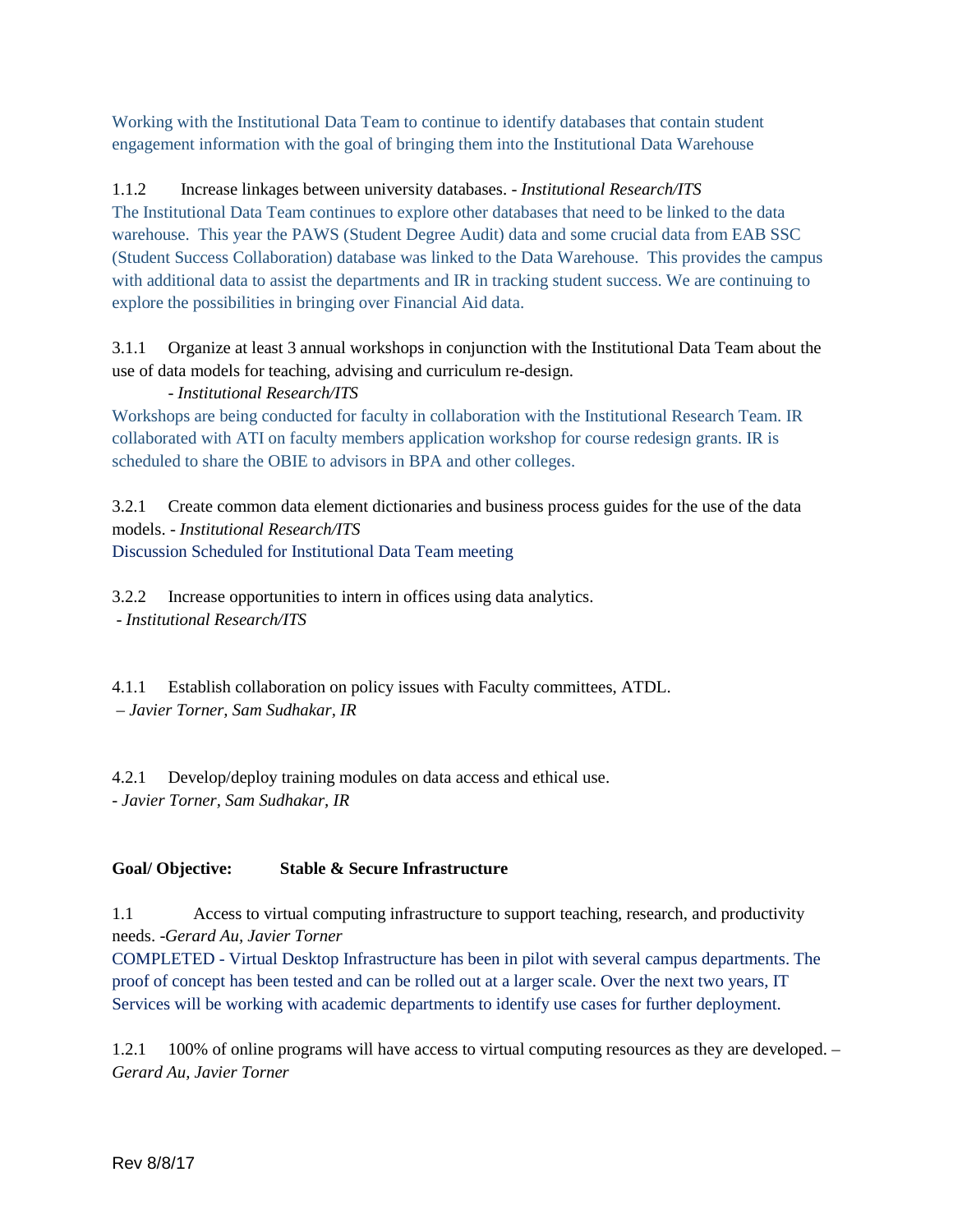Working with the Institutional Data Team to continue to identify databases that contain student engagement information with the goal of bringing them into the Institutional Data Warehouse

1.1.2 Increase linkages between university databases. - *Institutional Research/ITS*
The Institutional Data Team continues to explore other databases that need to be linked to the data warehouse. This year the PAWS (Student Degree Audit) data and some crucial data from EAB SSC (Student Success Collaboration) database was linked to the Data Warehouse. This provides the campus with additional data to assist the departments and IR in tracking student success. We are continuing to explore the possibilities in bringing over Financial Aid data.

3.1.1 Organize at least 3 annual workshops in conjunction with the Institutional Data Team about the use of data models for teaching, advising and curriculum re-design.
- *Institutional Research/ITS*
Workshops are being conducted for faculty in collaboration with the Institutional Research Team. IR collaborated with ATI on faculty members application workshop for course redesign grants. IR is scheduled to share the OBIE to advisors in BPA and other colleges.

3.2.1 Create common data element dictionaries and business process guides for the use of the data models. - *Institutional Research/ITS*
Discussion Scheduled for Institutional Data Team meeting

3.2.2 Increase opportunities to intern in offices using data analytics.
- *Institutional Research/ITS*

4.1.1 Establish collaboration on policy issues with Faculty committees, ATDL.
*– Javier Torner, Sam Sudhakar, IR*

4.2.1 Develop/deploy training modules on data access and ethical use.
- *Javier Torner, Sam Sudhakar, IR*

**Goal/ Objective: Stable & Secure Infrastructure**

1.1 Access to virtual computing infrastructure to support teaching, research, and productivity needs. *-Gerard Au, Javier Torner*
COMPLETED - Virtual Desktop Infrastructure has been in pilot with several campus departments. The proof of concept has been tested and can be rolled out at a larger scale. Over the next two years, IT Services will be working with academic departments to identify use cases for further deployment.

1.2.1 100% of online programs will have access to virtual computing resources as they are developed. – *Gerard Au, Javier Torner*

Rev 8/8/17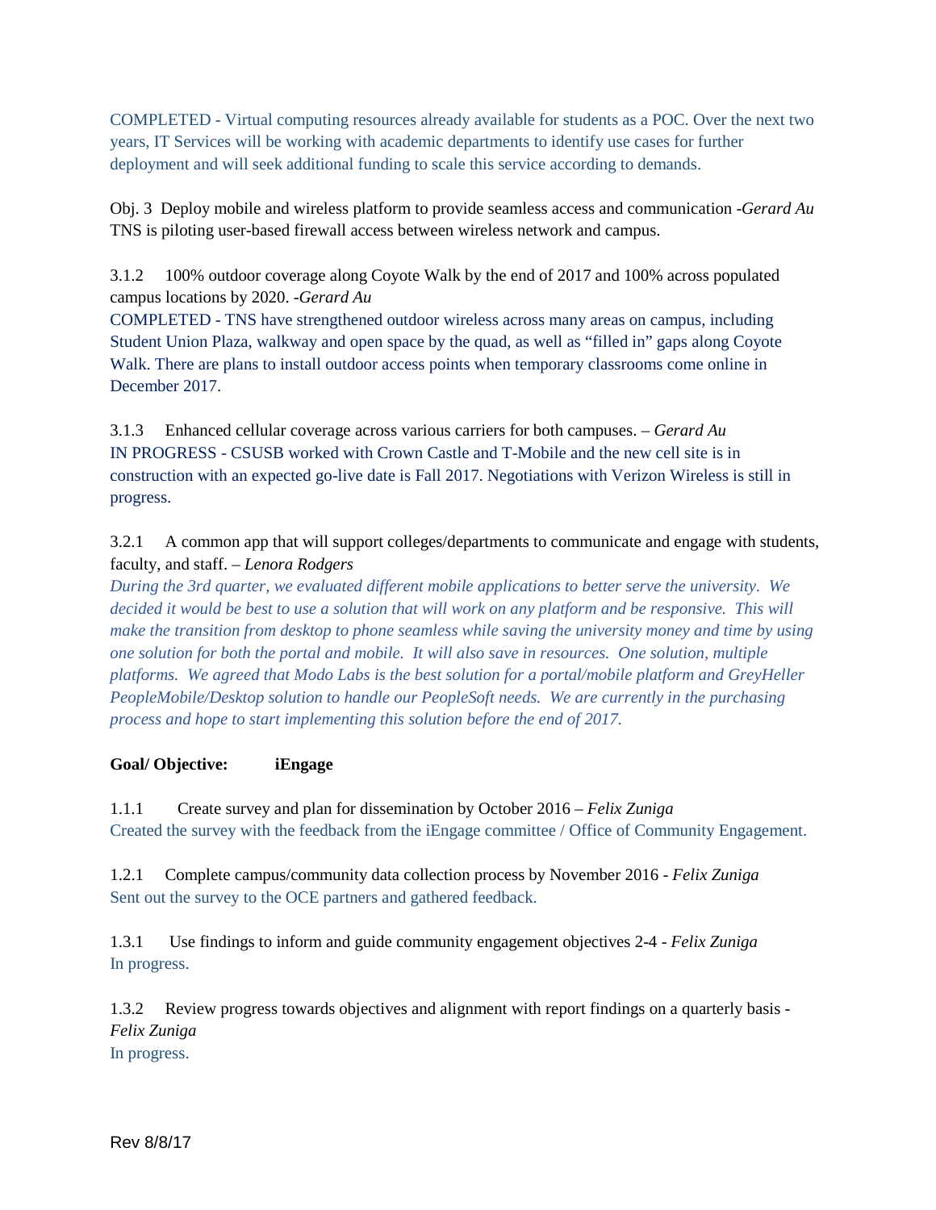COMPLETED - Virtual computing resources already available for students as a POC. Over the next two years, IT Services will be working with academic departments to identify use cases for further deployment and will seek additional funding to scale this service according to demands.

Obj. 3 Deploy mobile and wireless platform to provide seamless access and communication -*Gerard Au*
TNS is piloting user-based firewall access between wireless network and campus.

3.1.2 100% outdoor coverage along Coyote Walk by the end of 2017 and 100% across populated campus locations by 2020. -*Gerard Au*
COMPLETED - TNS have strengthened outdoor wireless across many areas on campus, including Student Union Plaza, walkway and open space by the quad, as well as "filled in" gaps along Coyote Walk. There are plans to install outdoor access points when temporary classrooms come online in December 2017.

3.1.3 Enhanced cellular coverage across various carriers for both campuses. – *Gerard Au*
IN PROGRESS - CSUSB worked with Crown Castle and T-Mobile and the new cell site is in construction with an expected go-live date is Fall 2017. Negotiations with Verizon Wireless is still in progress.

3.2.1 A common app that will support colleges/departments to communicate and engage with students, faculty, and staff. – *Lenora Rodgers*
*During the 3rd quarter, we evaluated different mobile applications to better serve the university. We decided it would be best to use a solution that will work on any platform and be responsive. This will make the transition from desktop to phone seamless while saving the university money and time by using one solution for both the portal and mobile. It will also save in resources. One solution, multiple platforms. We agreed that Modo Labs is the best solution for a portal/mobile platform and GreyHeller PeopleMobile/Desktop solution to handle our PeopleSoft needs. We are currently in the purchasing process and hope to start implementing this solution before the end of 2017.*

**Goal/ Objective: iEngage**

1.1.1 Create survey and plan for dissemination by October 2016 – *Felix Zuniga*
Created the survey with the feedback from the iEngage committee / Office of Community Engagement.

1.2.1 Complete campus/community data collection process by November 2016 - *Felix Zuniga*
Sent out the survey to the OCE partners and gathered feedback.

1.3.1 Use findings to inform and guide community engagement objectives 2-4 - *Felix Zuniga*
In progress.

1.3.2 Review progress towards objectives and alignment with report findings on a quarterly basis - *Felix Zuniga*
In progress.

Rev 8/8/17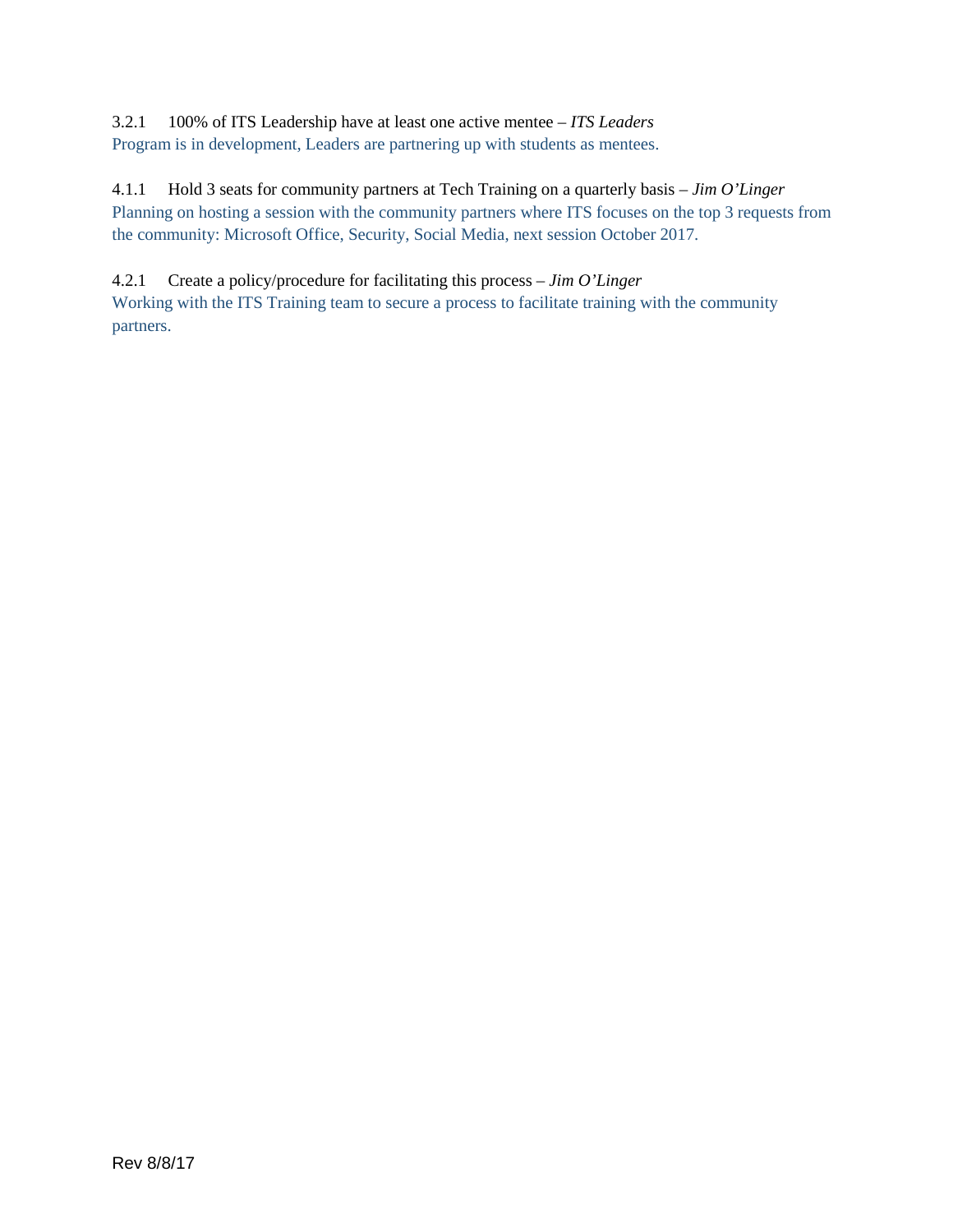3.2.1 100% of ITS Leadership have at least one active mentee – *ITS Leaders*
Program is in development, Leaders are partnering up with students as mentees.

4.1.1 Hold 3 seats for community partners at Tech Training on a quarterly basis – *Jim O'Linger*
Planning on hosting a session with the community partners where ITS focuses on the top 3 requests from the community: Microsoft Office, Security, Social Media, next session October 2017.

4.2.1 Create a policy/procedure for facilitating this process – *Jim O'Linger*
Working with the ITS Training team to secure a process to facilitate training with the community partners.

Rev 8/8/17